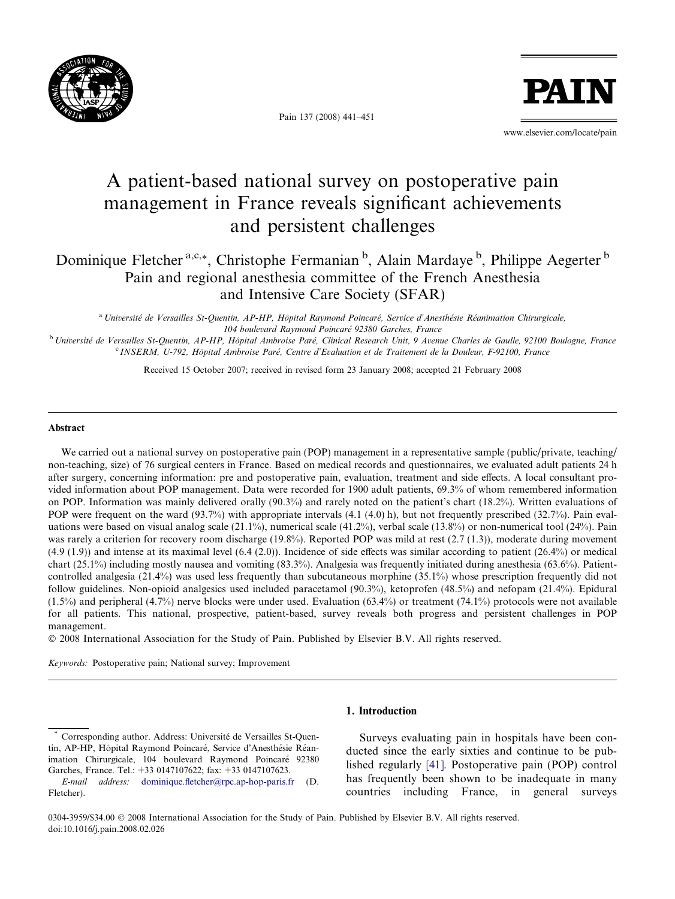# A patient-based national survey on postoperative pain management in France reveals significant achievements and persistent challenges

Dominique Fletcher [a,c,*], Christophe Fermanian [b], Alain Mardaye [b], Philippe Aegerter [b]
Pain and regional anesthesia committee of the French Anesthesia and Intensive Care Society (SFAR)

[a] Université de Versailles St-Quentin, AP-HP, Hôpital Raymond Poincaré, Service d'Anesthésie Réanimation Chirurgicale, 104 boulevard Raymond Poincaré 92380 Garches, France

[b] Université de Versailles St-Quentin, AP-HP, Hôpital Ambroise Paré, Clinical Research Unit, 9 Avenue Charles de Gaulle, 92100 Boulogne, France

[c] INSERM, U-792, Hôpital Ambroise Paré, Centre d'Evaluation et de Traitement de la Douleur, F-92100, France

Received 15 October 2007; received in revised form 23 January 2008; accepted 21 February 2008

## Abstract

We carried out a national survey on postoperative pain (POP) management in a representative sample (public/private, teaching/non-teaching, size) of 76 surgical centers in France. Based on medical records and questionnaires, we evaluated adult patients 24 h after surgery, concerning information: pre and postoperative pain, evaluation, treatment and side effects. A local consultant provided information about POP management. Data were recorded for 1900 adult patients, 69.3% of whom remembered information on POP. Information was mainly delivered orally (90.3%) and rarely noted on the patient's chart (18.2%). Written evaluations of POP were frequent on the ward (93.7%) with appropriate intervals (4.1 (4.0) h), but not frequently prescribed (32.7%). Pain evaluations were based on visual analog scale (21.1%), numerical scale (41.2%), verbal scale (13.8%) or non-numerical tool (24%). Pain was rarely a criterion for recovery room discharge (19.8%). Reported POP was mild at rest (2.7 (1.3)), moderate during movement (4.9 (1.9)) and intense at its maximal level (6.4 (2.0)). Incidence of side effects was similar according to patient (26.4%) or medical chart (25.1%) including mostly nausea and vomiting (83.3%). Analgesia was frequently initiated during anesthesia (63.6%). Patient-controlled analgesia (21.4%) was used less frequently than subcutaneous morphine (35.1%) whose prescription frequently did not follow guidelines. Non-opioid analgesics used included paracetamol (90.3%), ketoprofen (48.5%) and nefopam (21.4%). Epidural (1.5%) and peripheral (4.7%) nerve blocks were under used. Evaluation (63.4%) or treatment (74.1%) protocols were not available for all patients. This national, prospective, patient-based, survey reveals both progress and persistent challenges in POP management.

© 2008 International Association for the Study of Pain. Published by Elsevier B.V. All rights reserved.

*Keywords:* Postoperative pain; National survey; Improvement

## 1. Introduction

Surveys evaluating pain in hospitals have been conducted since the early sixties and continue to be published regularly [41]. Postoperative pain (POP) control has frequently been shown to be inadequate in many countries including France, in general surveys

* Corresponding author. Address: Université de Versailles St-Quentin, AP-HP, Hôpital Raymond Poincaré, Service d'Anesthésie Réanimation Chirurgicale, 104 boulevard Raymond Poincaré 92380 Garches, France. Tel.: +33 0147107622; fax: +33 0147107623.
*E-mail address:* dominique.fletcher@rpc.ap-hop-paris.fr (D. Fletcher).

0304-3959/$34.00 © 2008 International Association for the Study of Pain. Published by Elsevier B.V. All rights reserved.
doi:10.1016/j.pain.2008.02.026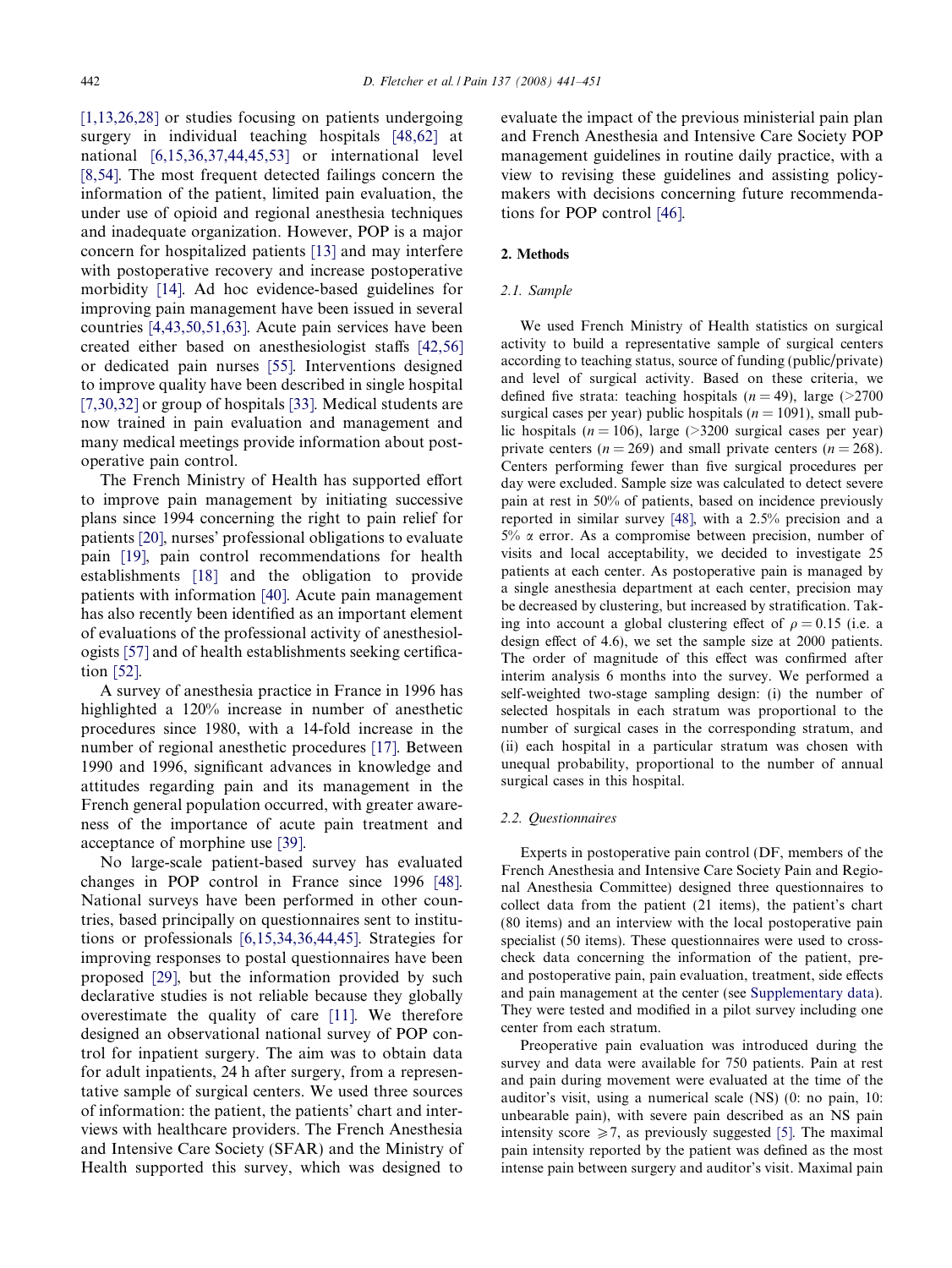[1,13,26,28] or studies focusing on patients undergoing surgery in individual teaching hospitals [48,62] at national [6,15,36,37,44,45,53] or international level [8,54]. The most frequent detected failings concern the information of the patient, limited pain evaluation, the under use of opioid and regional anesthesia techniques and inadequate organization. However, POP is a major concern for hospitalized patients [13] and may interfere with postoperative recovery and increase postoperative morbidity [14]. Ad hoc evidence-based guidelines for improving pain management have been issued in several countries [4,43,50,51,63]. Acute pain services have been created either based on anesthesiologist staffs [42,56] or dedicated pain nurses [55]. Interventions designed to improve quality have been described in single hospital [7,30,32] or group of hospitals [33]. Medical students are now trained in pain evaluation and management and many medical meetings provide information about postoperative pain control.

The French Ministry of Health has supported effort to improve pain management by initiating successive plans since 1994 concerning the right to pain relief for patients [20], nurses' professional obligations to evaluate pain [19], pain control recommendations for health establishments [18] and the obligation to provide patients with information [40]. Acute pain management has also recently been identified as an important element of evaluations of the professional activity of anesthesiologists [57] and of health establishments seeking certification [52].

A survey of anesthesia practice in France in 1996 has highlighted a 120% increase in number of anesthetic procedures since 1980, with a 14-fold increase in the number of regional anesthetic procedures [17]. Between 1990 and 1996, significant advances in knowledge and attitudes regarding pain and its management in the French general population occurred, with greater awareness of the importance of acute pain treatment and acceptance of morphine use [39].

No large-scale patient-based survey has evaluated changes in POP control in France since 1996 [48]. National surveys have been performed in other countries, based principally on questionnaires sent to institutions or professionals [6,15,34,36,44,45]. Strategies for improving responses to postal questionnaires have been proposed [29], but the information provided by such declarative studies is not reliable because they globally overestimate the quality of care [11]. We therefore designed an observational national survey of POP control for inpatient surgery. The aim was to obtain data for adult inpatients, 24 h after surgery, from a representative sample of surgical centers. We used three sources of information: the patient, the patients' chart and interviews with healthcare providers. The French Anesthesia and Intensive Care Society (SFAR) and the Ministry of Health supported this survey, which was designed to evaluate the impact of the previous ministerial pain plan and French Anesthesia and Intensive Care Society POP management guidelines in routine daily practice, with a view to revising these guidelines and assisting policy-makers with decisions concerning future recommendations for POP control [46].

## 2. Methods

### 2.1. Sample

We used French Ministry of Health statistics on surgical activity to build a representative sample of surgical centers according to teaching status, source of funding (public/private) and level of surgical activity. Based on these criteria, we defined five strata: teaching hospitals ($n = 49$), large (>2700 surgical cases per year) public hospitals ($n = 1091$), small public hospitals ($n = 106$), large (>3200 surgical cases per year) private centers ($n = 269$) and small private centers ($n = 268$). Centers performing fewer than five surgical procedures per day were excluded. Sample size was calculated to detect severe pain at rest in 50% of patients, based on incidence previously reported in similar survey [48], with a 2.5% precision and a 5% $\alpha$ error. As a compromise between precision, number of visits and local acceptability, we decided to investigate 25 patients at each center. As postoperative pain is managed by a single anesthesia department at each center, precision may be decreased by clustering, but increased by stratification. Taking into account a global clustering effect of $\rho = 0.15$ (i.e. a design effect of 4.6), we set the sample size at 2000 patients. The order of magnitude of this effect was confirmed after interim analysis 6 months into the survey. We performed a self-weighted two-stage sampling design: (i) the number of selected hospitals in each stratum was proportional to the number of surgical cases in the corresponding stratum, and (ii) each hospital in a particular stratum was chosen with unequal probability, proportional to the number of annual surgical cases in this hospital.

### 2.2. Questionnaires

Experts in postoperative pain control (DF, members of the French Anesthesia and Intensive Care Society Pain and Regional Anesthesia Committee) designed three questionnaires to collect data from the patient (21 items), the patient's chart (80 items) and an interview with the local postoperative pain specialist (50 items). These questionnaires were used to cross-check data concerning the information of the patient, pre- and postoperative pain, pain evaluation, treatment, side effects and pain management at the center (see Supplementary data). They were tested and modified in a pilot survey including one center from each stratum.

Preoperative pain evaluation was introduced during the survey and data were available for 750 patients. Pain at rest and pain during movement were evaluated at the time of the auditor's visit, using a numerical scale (NS) (0: no pain, 10: unbearable pain), with severe pain described as an NS pain intensity score $\geqslant 7$, as previously suggested [5]. The maximal pain intensity reported by the patient was defined as the most intense pain between surgery and auditor's visit. Maximal pain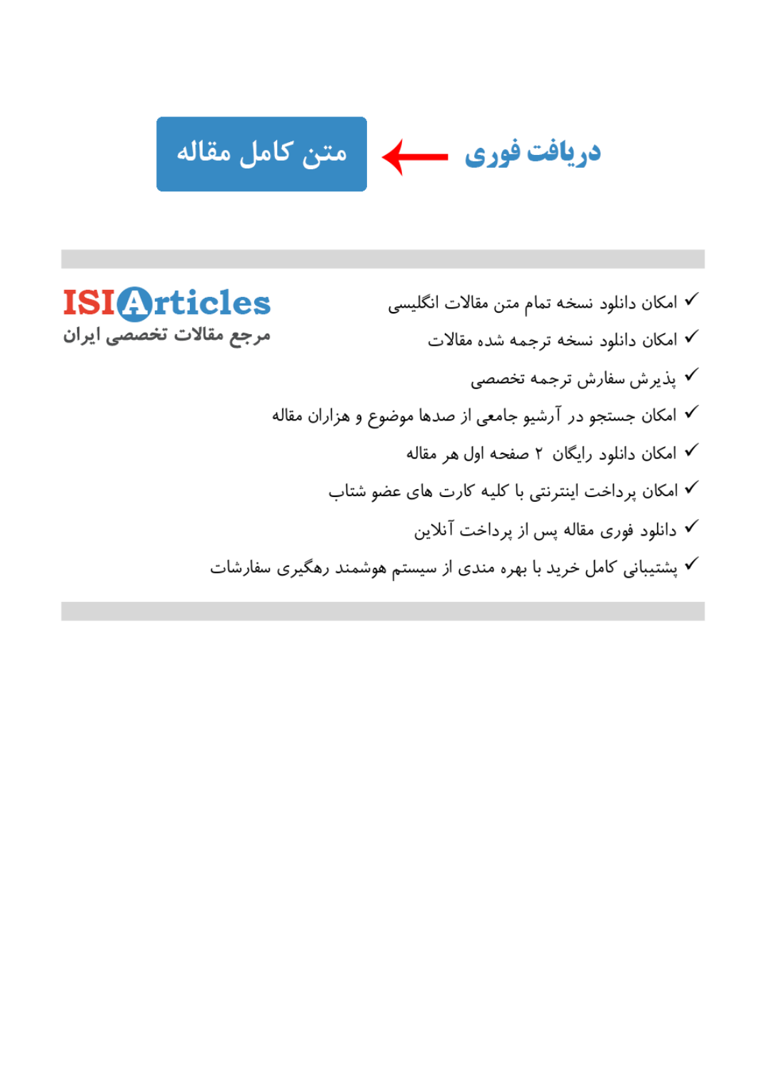دریافت فوری ← **متن کامل مقاله**

**ISIArticles**

مرجع مقالات تخصصی ایران

- ✓ امکان دانلود نسخه تمام متن مقالات انگلیسی
- ✓ امکان دانلود نسخه ترجمه شده مقالات
- ✓ پذیرش سفارش ترجمه تخصصی
- ✓ امکان جستجو در آرشیو جامعی از صدها موضوع و هزاران مقاله
- ✓ امکان دانلود رایگان ۲ صفحه اول هر مقاله
- ✓ امکان پرداخت اینترنتی با کلیه کارت های عضو شتاب
- ✓ دانلود فوری مقاله پس از پرداخت آنلاین
- ✓ پشتیبانی کامل خرید با بهره مندی از سیستم هوشمند رهگیری سفارشات